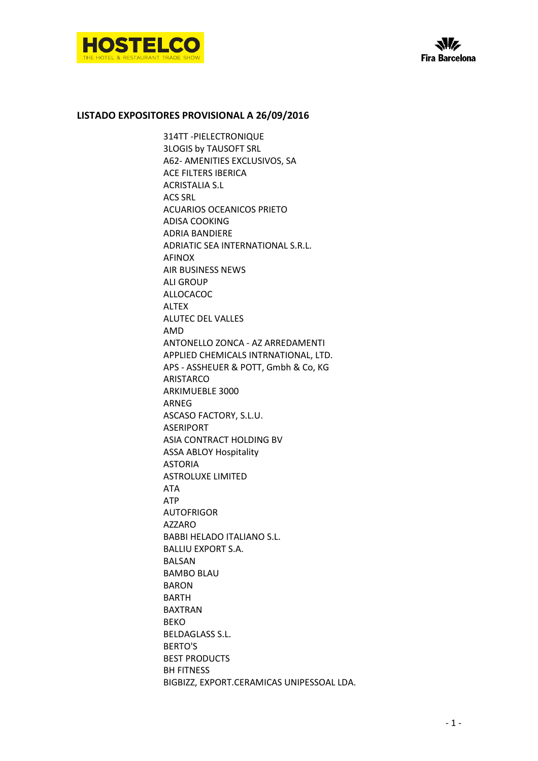**LISTADO EXPOSITORES PROVISIONAL A 26/09/2016**

314TT -PIELECTRONIQUE
3LOGIS by TAUSOFT SRL
A62- AMENITIES EXCLUSIVOS, SA
ACE FILTERS IBERICA
ACRISTALIA S.L
ACS SRL
ACUARIOS OCEANICOS PRIETO
ADISA COOKING
ADRIA BANDIERE
ADRIATIC SEA INTERNATIONAL S.R.L.
AFINOX
AIR BUSINESS NEWS
ALI GROUP
ALLOCACOC
ALTEX
ALUTEC DEL VALLES
AMD
ANTONELLO ZONCA - AZ ARREDAMENTI
APPLIED CHEMICALS INTRNATIONAL, LTD.
APS - ASSHEUER & POTT, Gmbh & Co, KG
ARISTARCO
ARKIMUEBLE 3000
ARNEG
ASCASO FACTORY, S.L.U.
ASERIPORT
ASIA CONTRACT HOLDING BV
ASSA ABLOY Hospitality
ASTORIA
ASTROLUXE LIMITED
ATA
ATP
AUTOFRIGOR
AZZARO
BABBI HELADO ITALIANO S.L.
BALLIU EXPORT S.A.
BALSAN
BAMBO BLAU
BARON
BARTH
BAXTRAN
BEKO
BELDAGLASS S.L.
BERTO'S
BEST PRODUCTS
BH FITNESS
BIGBIZZ, EXPORT.CERAMICAS UNIPESSOAL LDA.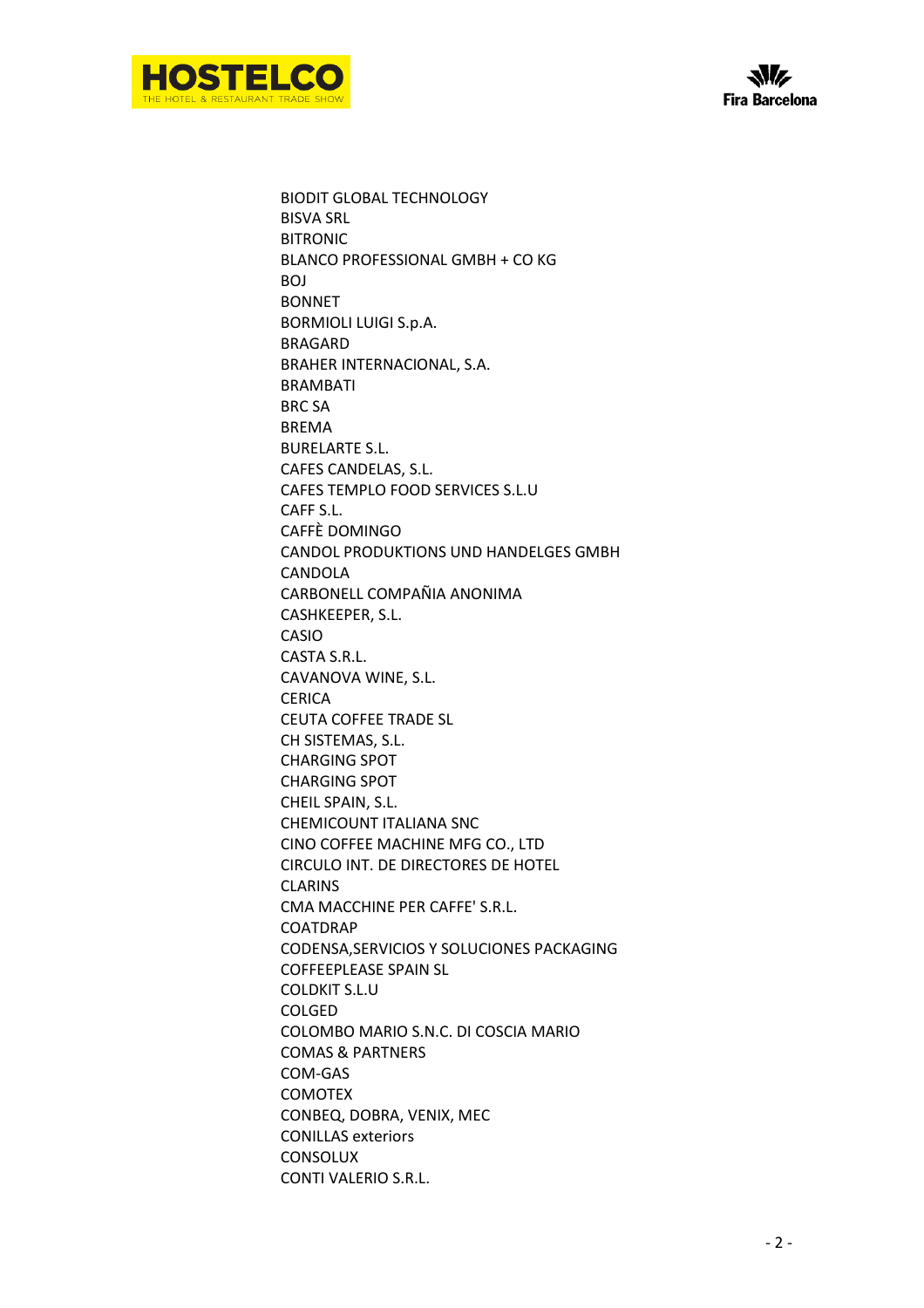BIODIT GLOBAL TECHNOLOGY
BISVA SRL
BITRONIC
BLANCO PROFESSIONAL GMBH + CO KG
BOJ
BONNET
BORMIOLI LUIGI S.p.A.
BRAGARD
BRAHER INTERNACIONAL, S.A.
BRAMBATI
BRC SA
BREMA
BURELARTE S.L.
CAFES CANDELAS, S.L.
CAFES TEMPLO FOOD SERVICES S.L.U
CAFF S.L.
CAFFÈ DOMINGO
CANDOL PRODUKTIONS UND HANDELGES GMBH
CANDOLA
CARBONELL COMPAÑIA ANONIMA
CASHKEEPER, S.L.
CASIO
CASTA S.R.L.
CAVANOVA WINE, S.L.
CERICA
CEUTA COFFEE TRADE SL
CH SISTEMAS, S.L.
CHARGING SPOT
CHARGING SPOT
CHEIL SPAIN, S.L.
CHEMICOUNT ITALIANA SNC
CINO COFFEE MACHINE MFG CO., LTD
CIRCULO INT. DE DIRECTORES DE HOTEL
CLARINS
CMA MACCHINE PER CAFFE' S.R.L.
COATDRAP
CODENSA,SERVICIOS Y SOLUCIONES PACKAGING
COFFEEPLEASE SPAIN SL
COLDKIT S.L.U
COLGED
COLOMBO MARIO S.N.C. DI COSCIA MARIO
COMAS & PARTNERS
COM-GAS
COMOTEX
CONBEQ, DOBRA, VENIX, MEC
CONILLAS exteriors
CONSOLUX
CONTI VALERIO S.R.L.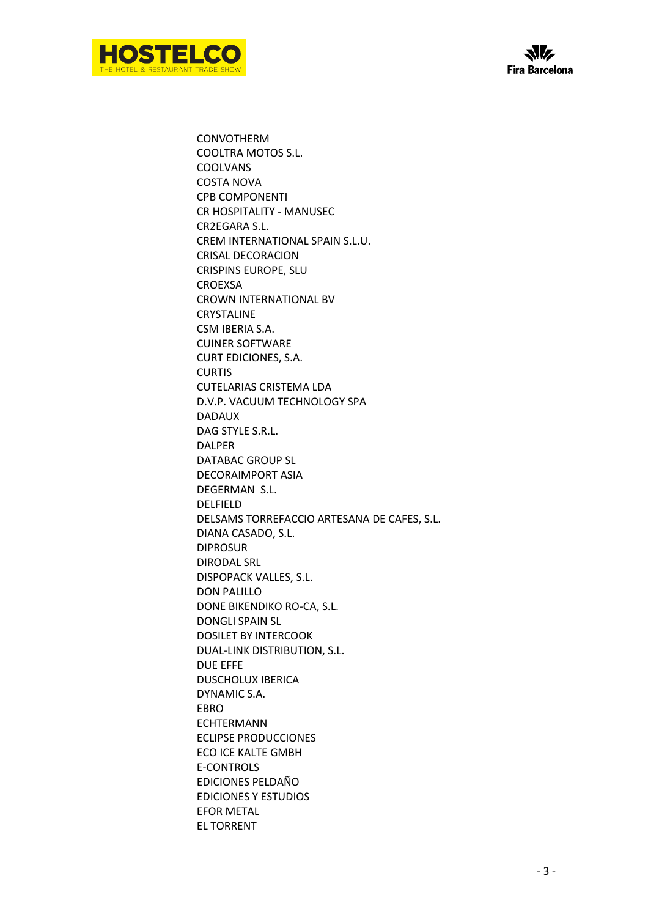CONVOTHERM
COOLTRA MOTOS S.L.
COOLVANS
COSTA NOVA
CPB COMPONENTI
CR HOSPITALITY - MANUSEC
CR2EGARA S.L.
CREM INTERNATIONAL SPAIN S.L.U.
CRISAL DECORACION
CRISPINS EUROPE, SLU
CROEXSA
CROWN INTERNATIONAL BV
CRYSTALINE
CSM IBERIA S.A.
CUINER SOFTWARE
CURT EDICIONES, S.A.
CURTIS
CUTELARIAS CRISTEMA LDA
D.V.P. VACUUM TECHNOLOGY SPA
DADAUX
DAG STYLE S.R.L.
DALPER
DATABAC GROUP SL
DECORAIMPORT ASIA
DEGERMAN S.L.
DELFIELD
DELSAMS TORREFACCIO ARTESANA DE CAFES, S.L.
DIANA CASADO, S.L.
DIPROSUR
DIRODAL SRL
DISPOPACK VALLES, S.L.
DON PALILLO
DONE BIKENDIKO RO-CA, S.L.
DONGLI SPAIN SL
DOSILET BY INTERCOOK
DUAL-LINK DISTRIBUTION, S.L.
DUE EFFE
DUSCHOLUX IBERICA
DYNAMIC S.A.
EBRO
ECHTERMANN
ECLIPSE PRODUCCIONES
ECO ICE KALTE GMBH
E-CONTROLS
EDICIONES PELDAÑO
EDICIONES Y ESTUDIOS
EFOR METAL
EL TORRENT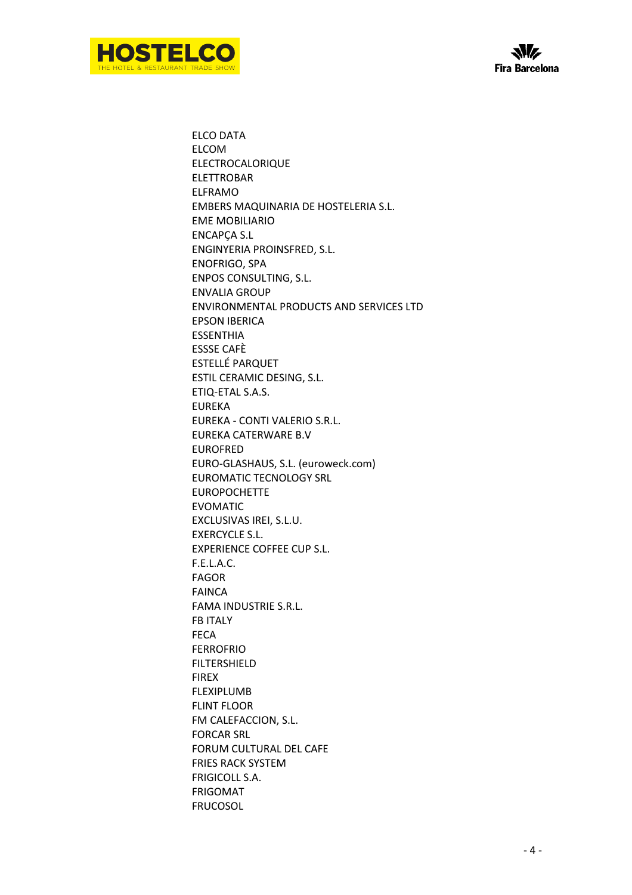ELCO DATA
ELCOM
ELECTROCALORIQUE
ELETTROBAR
ELFRAMO
EMBERS MAQUINARIA DE HOSTELERIA S.L.
EME MOBILIARIO
ENCAPÇA S.L
ENGINYERIA PROINSFRED, S.L.
ENOFRIGO, SPA
ENPOS CONSULTING, S.L.
ENVALIA GROUP
ENVIRONMENTAL PRODUCTS AND SERVICES LTD
EPSON IBERICA
ESSENTHIA
ESSSE CAFÈ
ESTELLÉ PARQUET
ESTIL CERAMIC DESING, S.L.
ETIQ-ETAL S.A.S.
EUREKA
EUREKA - CONTI VALERIO S.R.L.
EUREKA CATERWARE B.V
EUROFRED
EURO-GLASHAUS, S.L. (euroweck.com)
EUROMATIC TECNOLOGY SRL
EUROPOCHETTE
EVOMATIC
EXCLUSIVAS IREI, S.L.U.
EXERCYCLE S.L.
EXPERIENCE COFFEE CUP S.L.
F.E.L.A.C.
FAGOR
FAINCA
FAMA INDUSTRIE S.R.L.
FB ITALY
FECA
FERROFRIO
FILTERSHIELD
FIREX
FLEXIPLUMB
FLINT FLOOR
FM CALEFACCION, S.L.
FORCAR SRL
FORUM CULTURAL DEL CAFE
FRIES RACK SYSTEM
FRIGICOLL S.A.
FRIGOMAT
FRUCOSOL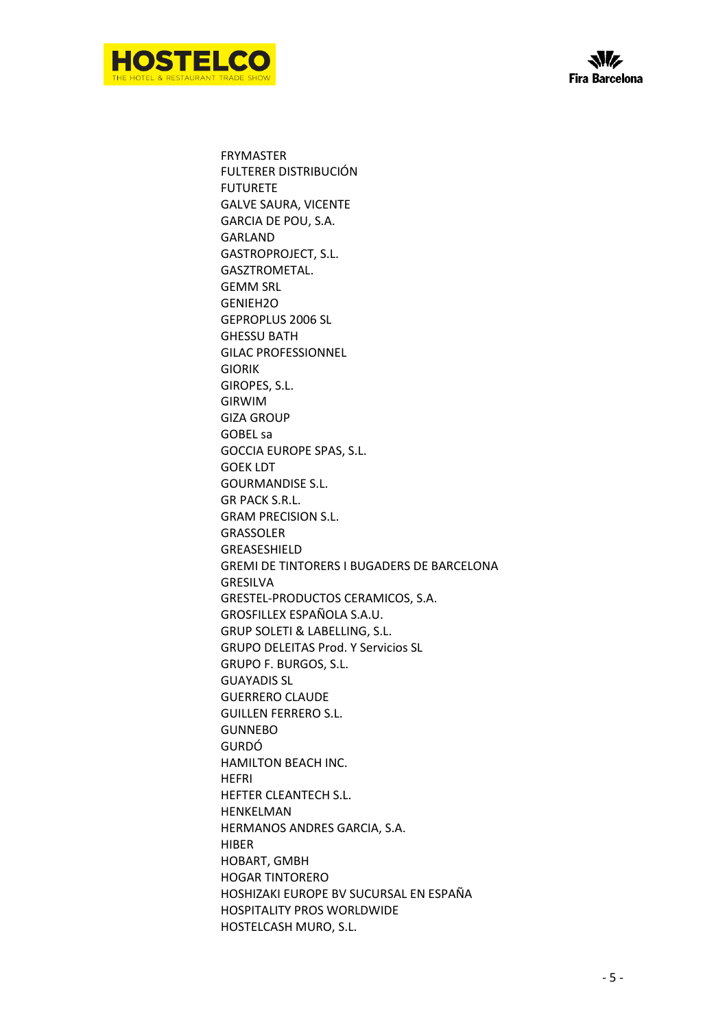FRYMASTER
FULTERER DISTRIBUCIÓN
FUTURETE
GALVE SAURA, VICENTE
GARCIA DE POU, S.A.
GARLAND
GASTROPROJECT, S.L.
GASZTROMETAL.
GEMM SRL
GENIEH2O
GEPROPLUS 2006 SL
GHESSU BATH
GILAC PROFESSIONNEL
GIORIK
GIROPES, S.L.
GIRWIM
GIZA GROUP
GOBEL sa
GOCCIA EUROPE SPAS, S.L.
GOEK LDT
GOURMANDISE S.L.
GR PACK S.R.L.
GRAM PRECISION S.L.
GRASSOLER
GREASESHIELD
GREMI DE TINTORERS I BUGADERS DE BARCELONA
GRESILVA
GRESTEL-PRODUCTOS CERAMICOS, S.A.
GROSFILLEX ESPAÑOLA S.A.U.
GRUP SOLETI & LABELLING, S.L.
GRUPO DELEITAS Prod. Y Servicios SL
GRUPO F. BURGOS, S.L.
GUAYADIS SL
GUERRERO CLAUDE
GUILLEN FERRERO S.L.
GUNNEBO
GURDÓ
HAMILTON BEACH INC.
HEFRI
HEFTER CLEANTECH S.L.
HENKELMAN
HERMANOS ANDRES GARCIA, S.A.
HIBER
HOBART, GMBH
HOGAR TINTORERO
HOSHIZAKI EUROPE BV SUCURSAL EN ESPAÑA
HOSPITALITY PROS WORLDWIDE
HOSTELCASH MURO, S.L.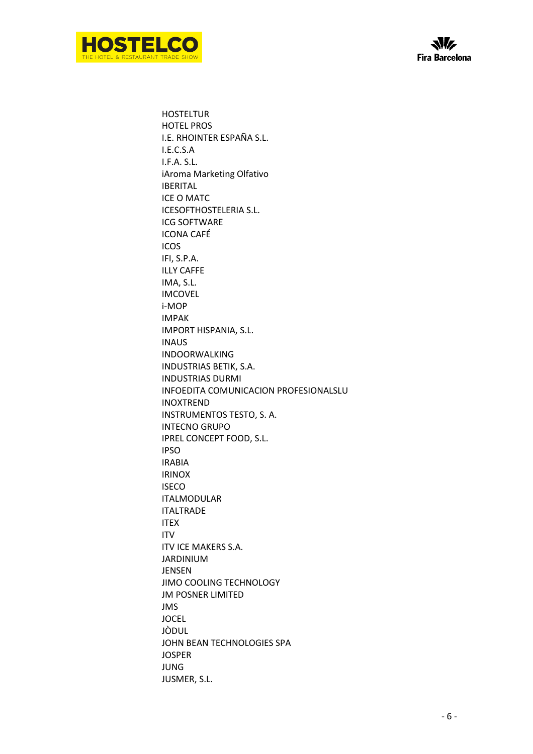HOSTELTUR
HOTEL PROS
I.E. RHOINTER ESPAÑA S.L.
I.E.C.S.A
I.F.A. S.L.
iAroma Marketing Olfativo
IBERITAL
ICE O MATC
ICESOFTHOSTELERIA S.L.
ICG SOFTWARE
ICONA CAFÉ
ICOS
IFI, S.P.A.
ILLY CAFFE
IMA, S.L.
IMCOVEL
i-MOP
IMPAK
IMPORT HISPANIA, S.L.
INAUS
INDOORWALKING
INDUSTRIAS BETIK, S.A.
INDUSTRIAS DURMI
INFOEDITA COMUNICACION PROFESIONALSLU
INOXTREND
INSTRUMENTOS TESTO, S. A.
INTECNO GRUPO
IPREL CONCEPT FOOD, S.L.
IPSO
IRABIA
IRINOX
ISECO
ITALMODULAR
ITALTRADE
ITEX
ITV
ITV ICE MAKERS S.A.
JARDINIUM
JENSEN
JIMO COOLING TECHNOLOGY
JM POSNER LIMITED
JMS
JOCEL
JÒDUL
JOHN BEAN TECHNOLOGIES SPA
JOSPER
JUNG
JUSMER, S.L.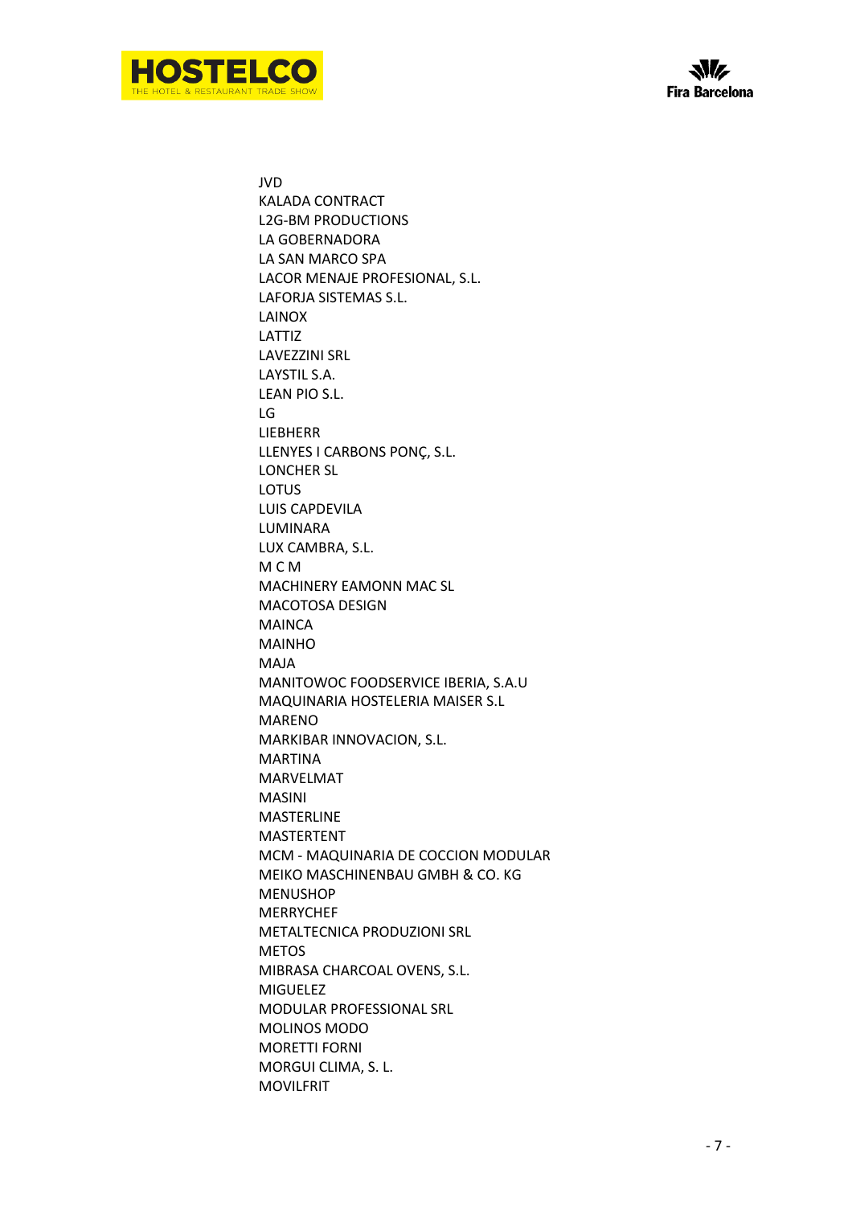JVD
KALADA CONTRACT
L2G-BM PRODUCTIONS
LA GOBERNADORA
LA SAN MARCO SPA
LACOR MENAJE PROFESIONAL, S.L.
LAFORJA SISTEMAS S.L.
LAINOX
LATTIZ
LAVEZZINI SRL
LAYSTIL S.A.
LEAN PIO S.L.
LG
LIEBHERR
LLENYES I CARBONS PONÇ, S.L.
LONCHER SL
LOTUS
LUIS CAPDEVILA
LUMINARA
LUX CAMBRA, S.L.
M C M
MACHINERY EAMONN MAC SL
MACOTOSA DESIGN
MAINCA
MAINHO
MAJA
MANITOWOC FOODSERVICE IBERIA, S.A.U
MAQUINARIA HOSTELERIA MAISER S.L
MARENO
MARKIBAR INNOVACION, S.L.
MARTINA
MARVELMAT
MASINI
MASTERLINE
MASTERTENT
MCM - MAQUINARIA DE COCCION MODULAR
MEIKO MASCHINENBAU GMBH & CO. KG
MENUSHOP
MERRYCHEF
METALTECNICA PRODUZIONI SRL
METOS
MIBRASA CHARCOAL OVENS, S.L.
MIGUELEZ
MODULAR PROFESSIONAL SRL
MOLINOS MODO
MORETTI FORNI
MORGUI CLIMA, S. L.
MOVILFRIT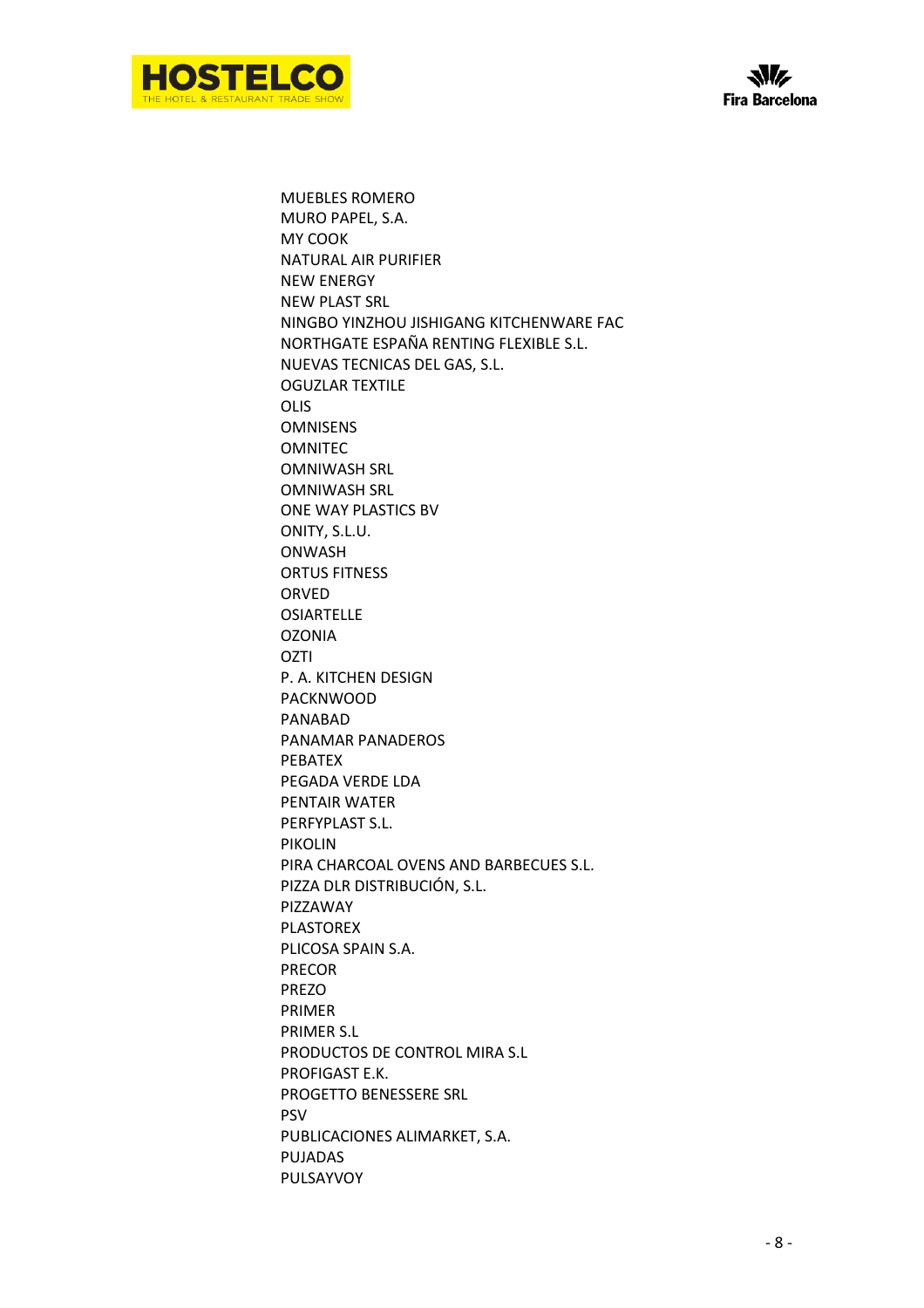MUEBLES ROMERO
MURO PAPEL, S.A.
MY COOK
NATURAL AIR PURIFIER
NEW ENERGY
NEW PLAST SRL
NINGBO YINZHOU JISHIGANG KITCHENWARE FAC
NORTHGATE ESPAÑA RENTING FLEXIBLE S.L.
NUEVAS TECNICAS DEL GAS, S.L.
OGUZLAR TEXTILE
OLIS
OMNISENS
OMNITEC
OMNIWASH SRL
OMNIWASH SRL
ONE WAY PLASTICS BV
ONITY, S.L.U.
ONWASH
ORTUS FITNESS
ORVED
OSIARTELLE
OZONIA
OZTI
P. A. KITCHEN DESIGN
PACKNWOOD
PANABAD
PANAMAR PANADEROS
PEBATEX
PEGADA VERDE LDA
PENTAIR WATER
PERFYPLAST S.L.
PIKOLIN
PIRA CHARCOAL OVENS AND BARBECUES S.L.
PIZZA DLR DISTRIBUCIÓN, S.L.
PIZZAWAY
PLASTOREX
PLICOSA SPAIN S.A.
PRECOR
PREZO
PRIMER
PRIMER S.L
PRODUCTOS DE CONTROL MIRA S.L
PROFIGAST E.K.
PROGETTO BENESSERE SRL
PSV
PUBLICACIONES ALIMARKET, S.A.
PUJADAS
PULSAYVOY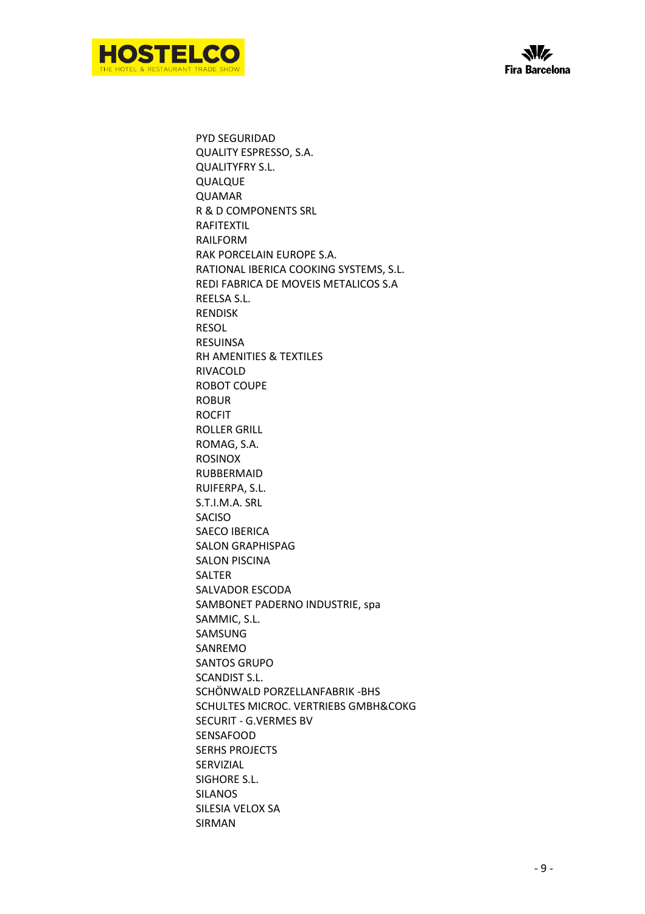PYD SEGURIDAD
QUALITY ESPRESSO, S.A.
QUALITYFRY S.L.
QUALQUE
QUAMAR
R & D COMPONENTS SRL
RAFITEXTIL
RAILFORM
RAK PORCELAIN EUROPE S.A.
RATIONAL IBERICA COOKING SYSTEMS, S.L.
REDI FABRICA DE MOVEIS METALICOS S.A
REELSA S.L.
RENDISK
RESOL
RESUINSA
RH AMENITIES & TEXTILES
RIVACOLD
ROBOT COUPE
ROBUR
ROCFIT
ROLLER GRILL
ROMAG, S.A.
ROSINOX
RUBBERMAID
RUIFERPA, S.L.
S.T.I.M.A. SRL
SACISO
SAECO IBERICA
SALON GRAPHISPAG
SALON PISCINA
SALTER
SALVADOR ESCODA
SAMBONET PADERNO INDUSTRIE, spa
SAMMIC, S.L.
SAMSUNG
SANREMO
SANTOS GRUPO
SCANDIST S.L.
SCHÖNWALD PORZELLANFABRIK -BHS
SCHULTES MICROC. VERTRIEBS GMBH&COKG
SECURIT - G.VERMES BV
SENSAFOOD
SERHS PROJECTS
SERVIZIAL
SIGHORE S.L.
SILANOS
SILESIA VELOX SA
SIRMAN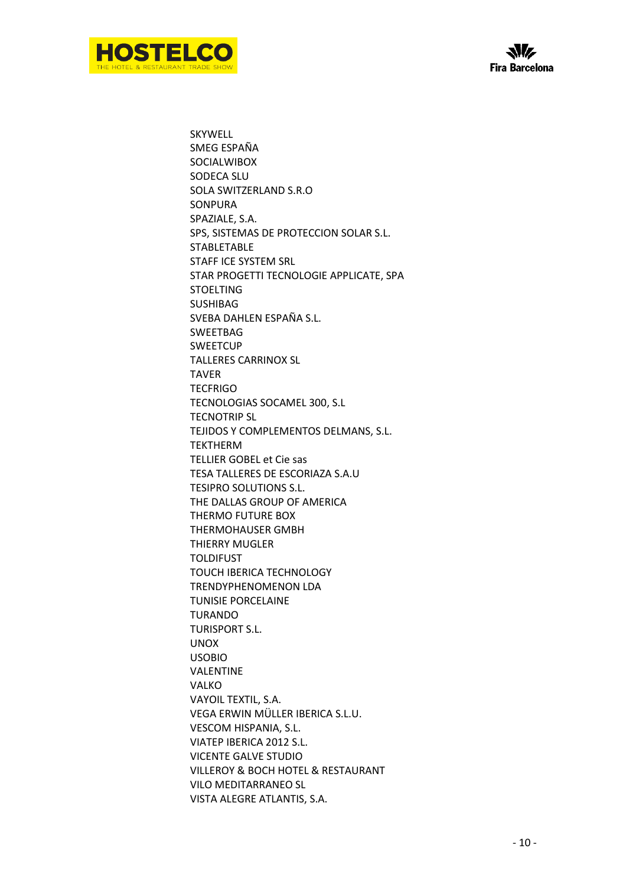SKYWELL
SMEG ESPAÑA
SOCIALWIBOX
SODECA SLU
SOLA SWITZERLAND S.R.O
SONPURA
SPAZIALE, S.A.
SPS, SISTEMAS DE PROTECCION SOLAR S.L.
STABLETABLE
STAFF ICE SYSTEM SRL
STAR PROGETTI TECNOLOGIE APPLICATE, SPA
STOELTING
SUSHIBAG
SVEBA DAHLEN ESPAÑA S.L.
SWEETBAG
SWEETCUP
TALLERES CARRINOX SL
TAVER
TECFRIGO
TECNOLOGIAS SOCAMEL 300, S.L
TECNOTRIP SL
TEJIDOS Y COMPLEMENTOS DELMANS, S.L.
TEKTHERM
TELLIER GOBEL et Cie sas
TESA TALLERES DE ESCORIAZA S.A.U
TESIPRO SOLUTIONS S.L.
THE DALLAS GROUP OF AMERICA
THERMO FUTURE BOX
THERMOHAUSER GMBH
THIERRY MUGLER
TOLDIFUST
TOUCH IBERICA TECHNOLOGY
TRENDYPHENOMENON LDA
TUNISIE PORCELAINE
TURANDO
TURISPORT S.L.
UNOX
USOBIO
VALENTINE
VALKO
VAYOIL TEXTIL, S.A.
VEGA ERWIN MÜLLER IBERICA S.L.U.
VESCOM HISPANIA, S.L.
VIATEP IBERICA 2012 S.L.
VICENTE GALVE STUDIO
VILLEROY & BOCH HOTEL & RESTAURANT
VILO MEDITARRANEO SL
VISTA ALEGRE ATLANTIS, S.A.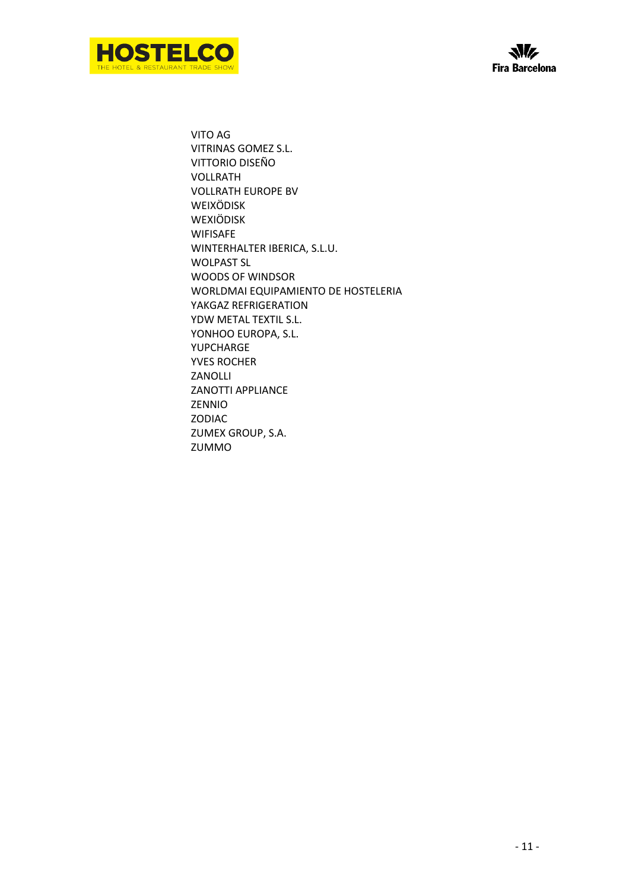VITO AG
VITRINAS GOMEZ S.L.
VITTORIO DISEÑO
VOLLRATH
VOLLRATH EUROPE BV
WEIXÖDISK
WEXIÖDISK
WIFISAFE
WINTERHALTER IBERICA, S.L.U.
WOLPAST SL
WOODS OF WINDSOR
WORLDMAI EQUIPAMIENTO DE HOSTELERIA
YAKGAZ REFRIGERATION
YDW METAL TEXTIL S.L.
YONHOO EUROPA, S.L.
YUPCHARGE
YVES ROCHER
ZANOLLI
ZANOTTI APPLIANCE
ZENNIO
ZODIAC
ZUMEX GROUP, S.A.
ZUMMO